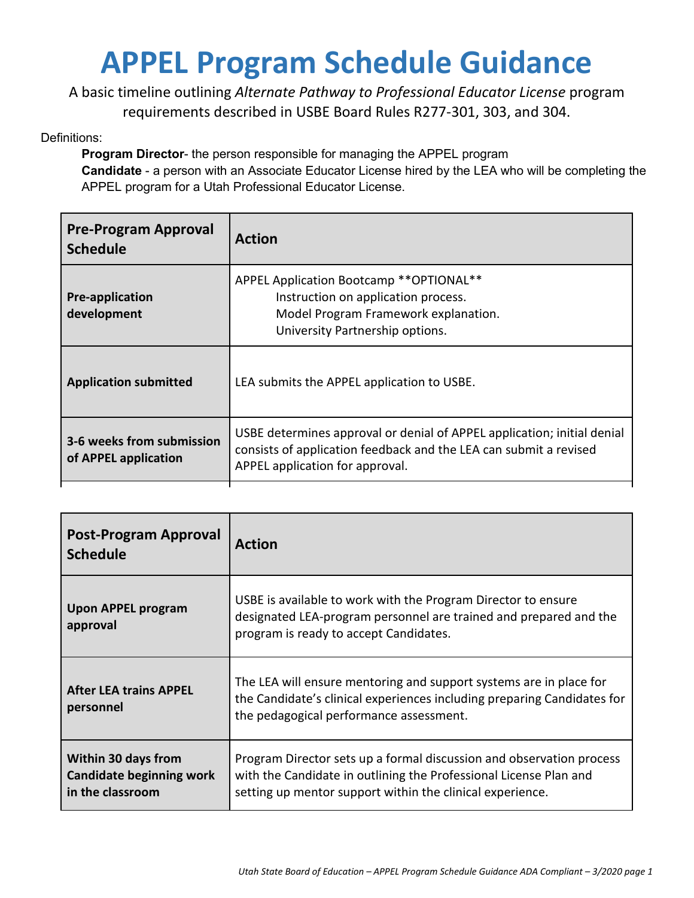# APPEL Program Schedule Guidance

A basic timeline outlining *Alternate Pathway to Professional Educator License* program requirements described in USBE Board Rules R277-301, 303, and 304.

Definitions:

**Program Director**- the person responsible for managing the APPEL program

**Candidate** - a person with an Associate Educator License hired by the LEA who will be completing the APPEL program for a Utah Professional Educator License.

| Pre-Program Approval Schedule | Action |
|---|---|
| **Pre-application development** | APPEL Application Bootcamp **OPTIONAL**<br>Instruction on application process.<br>Model Program Framework explanation.<br>University Partnership options. |
| **Application submitted** | LEA submits the APPEL application to USBE. |
| **3-6 weeks from submission of APPEL application** | USBE determines approval or denial of APPEL application; initial denial consists of application feedback and the LEA can submit a revised APPEL application for approval. |

| Post-Program Approval Schedule | Action |
|---|---|
| **Upon APPEL program approval** | USBE is available to work with the Program Director to ensure designated LEA-program personnel are trained and prepared and the program is ready to accept Candidates. |
| **After LEA trains APPEL personnel** | The LEA will ensure mentoring and support systems are in place for the Candidate's clinical experiences including preparing Candidates for the pedagogical performance assessment. |
| **Within 30 days from Candidate beginning work in the classroom** | Program Director sets up a formal discussion and observation process with the Candidate in outlining the Professional License Plan and setting up mentor support within the clinical experience. |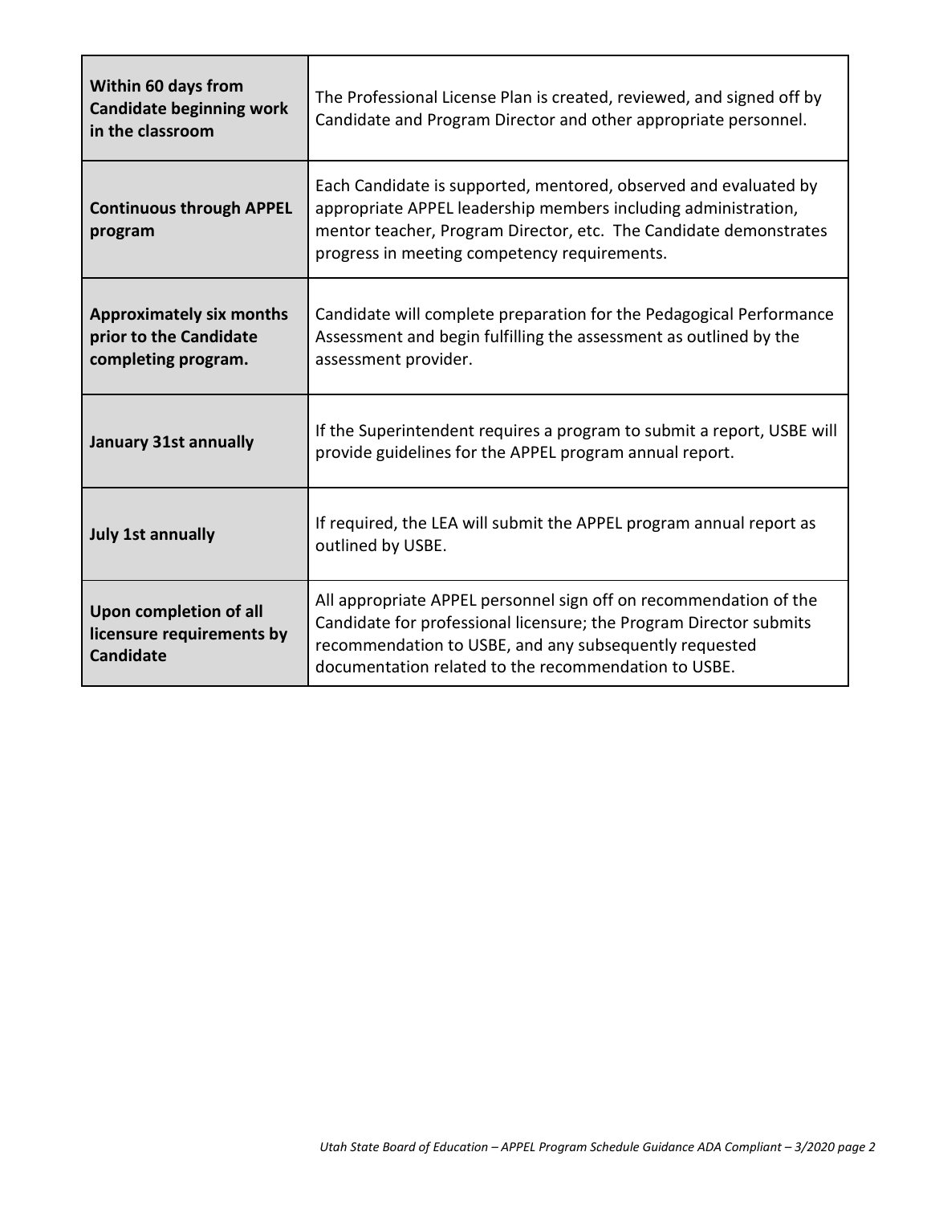| | |
|---|---|
| **Within 60 days from Candidate beginning work in the classroom** | The Professional License Plan is created, reviewed, and signed off by Candidate and Program Director and other appropriate personnel. |
| **Continuous through APPEL program** | Each Candidate is supported, mentored, observed and evaluated by appropriate APPEL leadership members including administration, mentor teacher, Program Director, etc. The Candidate demonstrates progress in meeting competency requirements. |
| **Approximately six months prior to the Candidate completing program.** | Candidate will complete preparation for the Pedagogical Performance Assessment and begin fulfilling the assessment as outlined by the assessment provider. |
| **January 31st annually** | If the Superintendent requires a program to submit a report, USBE will provide guidelines for the APPEL program annual report. |
| **July 1st annually** | If required, the LEA will submit the APPEL program annual report as outlined by USBE. |
| **Upon completion of all licensure requirements by Candidate** | All appropriate APPEL personnel sign off on recommendation of the Candidate for professional licensure; the Program Director submits recommendation to USBE, and any subsequently requested documentation related to the recommendation to USBE. |